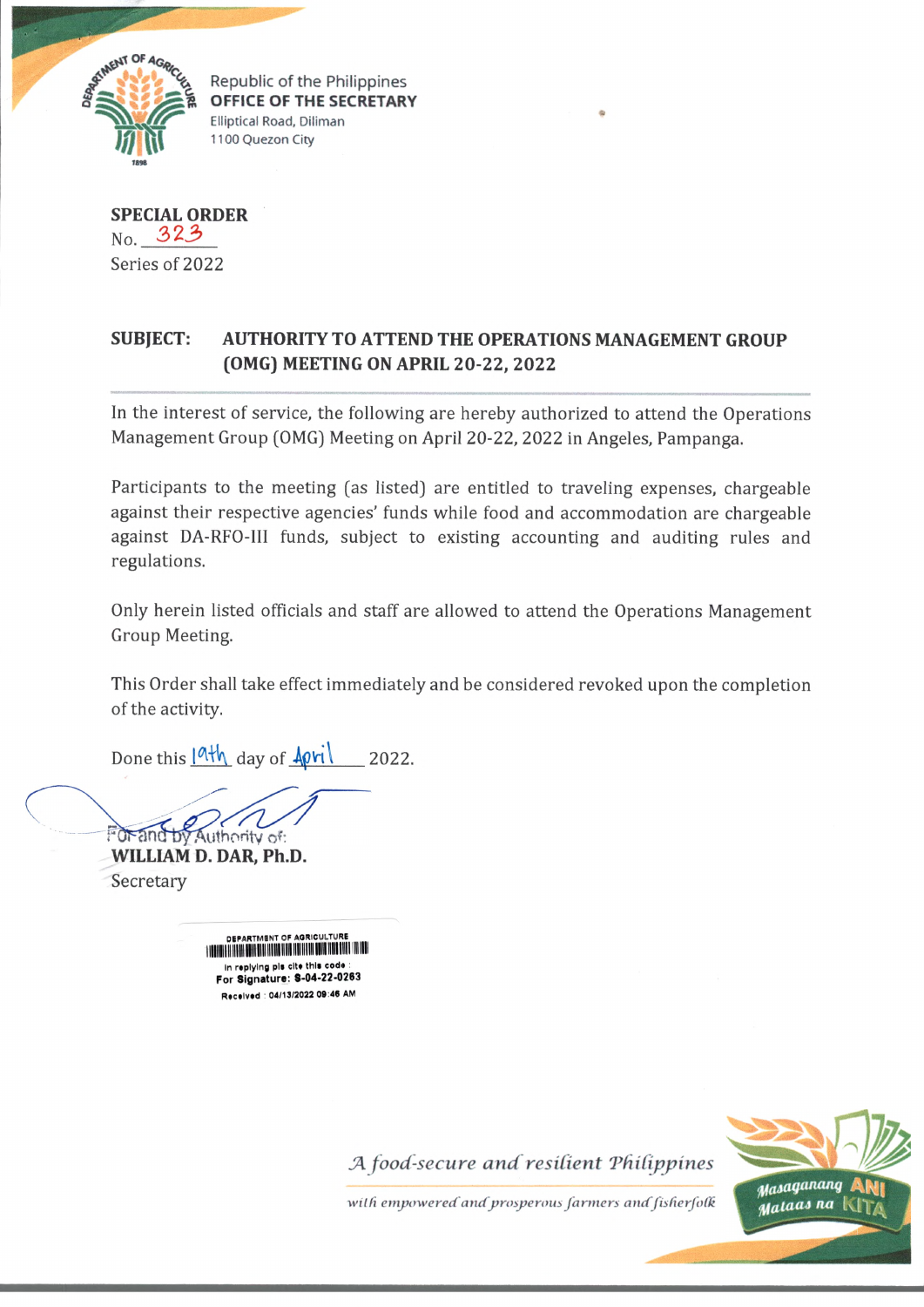Republic of the Philippines
**OFFICE OF THE SECRETARY**
Elliptical Road, Diliman
1100 Quezon City

**SPECIAL ORDER**
No. 323
Series of 2022

**SUBJECT: AUTHORITY TO ATTEND THE OPERATIONS MANAGEMENT GROUP (OMG) MEETING ON APRIL 20-22, 2022**

In the interest of service, the following are hereby authorized to attend the Operations Management Group (OMG) Meeting on April 20-22, 2022 in Angeles, Pampanga.

Participants to the meeting (as listed) are entitled to traveling expenses, chargeable against their respective agencies' funds while food and accommodation are chargeable against DA-RFO-III funds, subject to existing accounting and auditing rules and regulations.

Only herein listed officials and staff are allowed to attend the Operations Management Group Meeting.

This Order shall take effect immediately and be considered revoked upon the completion of the activity.

Done this 19th day of April 2022.

For and by Authority of:
**WILLIAM D. DAR, Ph.D.**
Secretary

DEPARTMENT OF AGRICULTURE
In replying pls cite this code :
For Signature: S-04-22-0263
Received : 04/13/2022 09:46 AM

*A food-secure and resilient Philippines*
*with empowered and prosperous farmers and fisherfolk*

Masaganang ANI Mataas na KITA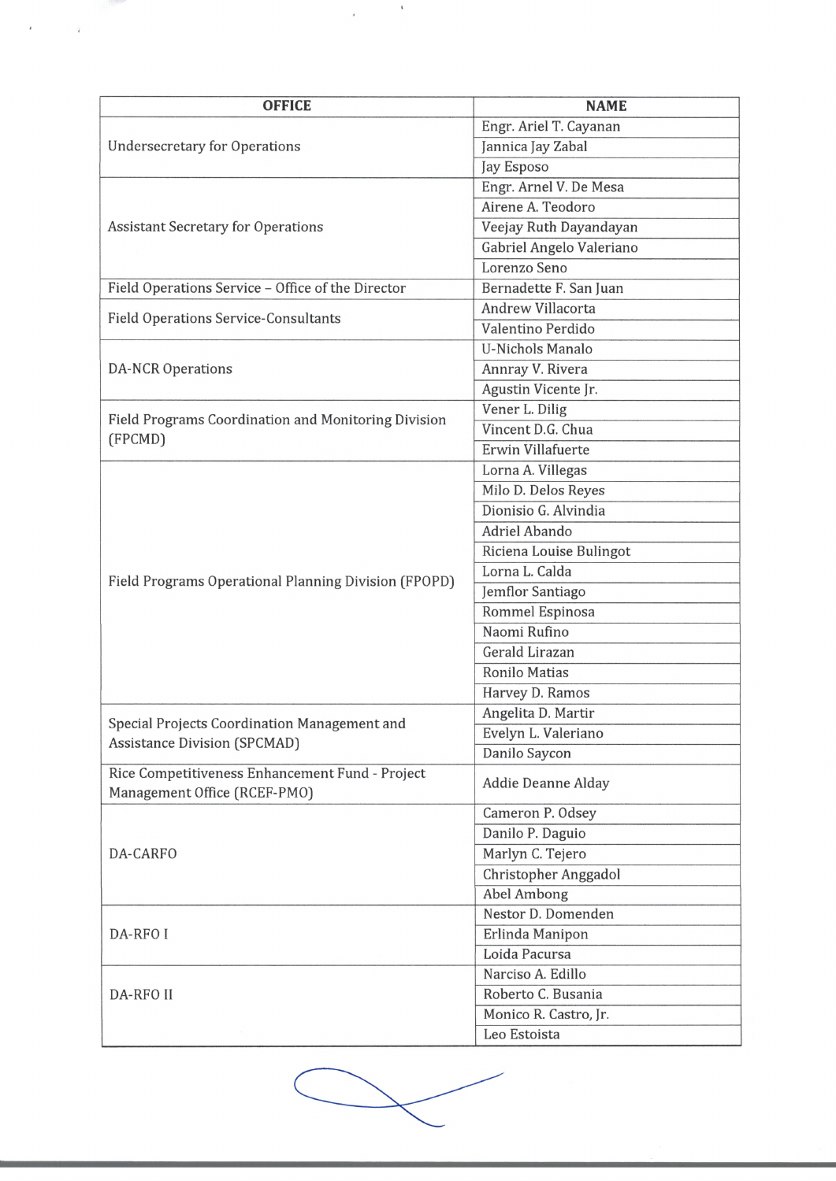| OFFICE | NAME |
|---|---|
| Undersecretary for Operations | Engr. Ariel T. Cayanan |
| | Jannica Jay Zabal |
| | Jay Esposo |
| Assistant Secretary for Operations | Engr. Arnel V. De Mesa |
| | Airene A. Teodoro |
| | Veejay Ruth Dayandayan |
| | Gabriel Angelo Valeriano |
| | Lorenzo Seno |
| Field Operations Service – Office of the Director | Bernadette F. San Juan |
| Field Operations Service-Consultants | Andrew Villacorta |
| | Valentino Perdido |
| DA-NCR Operations | U-Nichols Manalo |
| | Annray V. Rivera |
| | Agustin Vicente Jr. |
| Field Programs Coordination and Monitoring Division (FPCMD) | Vener L. Dilig |
| | Vincent D.G. Chua |
| | Erwin Villafuerte |
| Field Programs Operational Planning Division (FPOPD) | Lorna A. Villegas |
| | Milo D. Delos Reyes |
| | Dionisio G. Alvindia |
| | Adriel Abando |
| | Riciena Louise Bulingot |
| | Lorna L. Calda |
| | Jemflor Santiago |
| | Rommel Espinosa |
| | Naomi Rufino |
| | Gerald Lirazan |
| | Ronilo Matias |
| | Harvey D. Ramos |
| Special Projects Coordination Management and Assistance Division (SPCMAD) | Angelita D. Martir |
| | Evelyn L. Valeriano |
| | Danilo Saycon |
| Rice Competitiveness Enhancement Fund - Project Management Office (RCEF-PMO) | Addie Deanne Alday |
| DA-CARFO | Cameron P. Odsey |
| | Danilo P. Daguio |
| | Marlyn C. Tejero |
| | Christopher Anggadol |
| | Abel Ambong |
| DA-RFO I | Nestor D. Domenden |
| | Erlinda Manipon |
| | Loida Pacursa |
| DA-RFO II | Narciso A. Edillo |
| | Roberto C. Busania |
| | Monico R. Castro, Jr. |
| | Leo Estoista |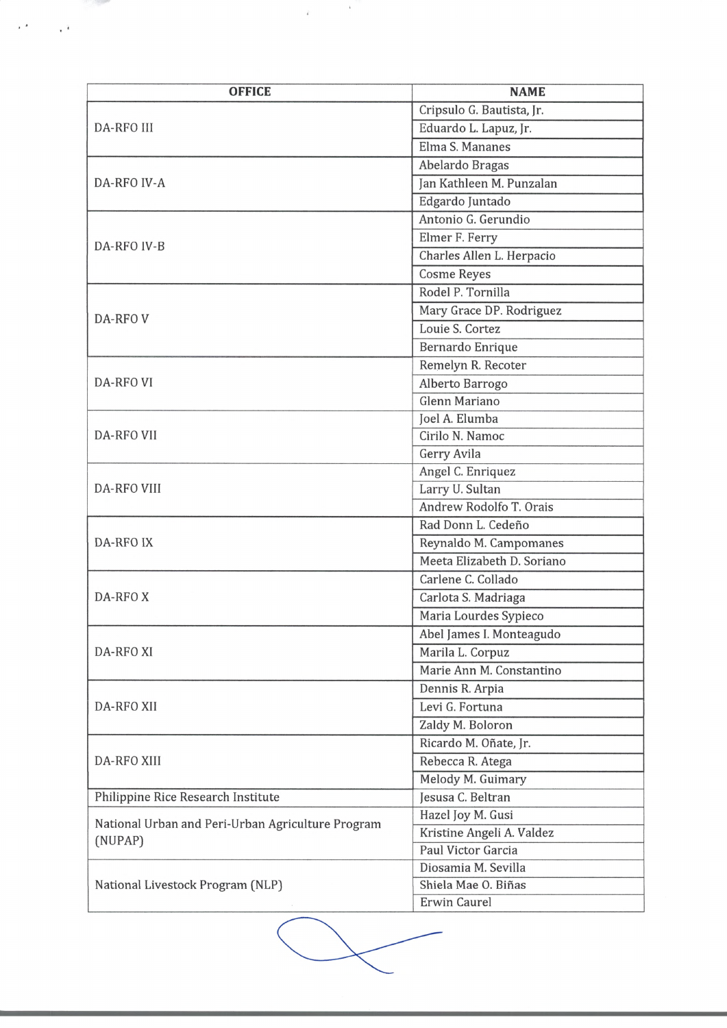| OFFICE | NAME |
|---|---|
| DA-RFO III | Cripsulo G. Bautista, Jr. |
| | Eduardo L. Lapuz, Jr. |
| | Elma S. Mananes |
| DA-RFO IV-A | Abelardo Bragas |
| | Jan Kathleen M. Punzalan |
| | Edgardo Juntado |
| DA-RFO IV-B | Antonio G. Gerundio |
| | Elmer F. Ferry |
| | Charles Allen L. Herpacio |
| | Cosme Reyes |
| DA-RFO V | Rodel P. Tornilla |
| | Mary Grace DP. Rodriguez |
| | Louie S. Cortez |
| | Bernardo Enrique |
| DA-RFO VI | Remelyn R. Recoter |
| | Alberto Barrogo |
| | Glenn Mariano |
| DA-RFO VII | Joel A. Elumba |
| | Cirilo N. Namoc |
| | Gerry Avila |
| DA-RFO VIII | Angel C. Enriquez |
| | Larry U. Sultan |
| | Andrew Rodolfo T. Orais |
| DA-RFO IX | Rad Donn L. Cedeño |
| | Reynaldo M. Campomanes |
| | Meeta Elizabeth D. Soriano |
| DA-RFO X | Carlene C. Collado |
| | Carlota S. Madriaga |
| | Maria Lourdes Sypieco |
| DA-RFO XI | Abel James I. Monteagudo |
| | Marila L. Corpuz |
| | Marie Ann M. Constantino |
| DA-RFO XII | Dennis R. Arpia |
| | Levi G. Fortuna |
| | Zaldy M. Boloron |
| DA-RFO XIII | Ricardo M. Oñate, Jr. |
| | Rebecca R. Atega |
| | Melody M. Guimary |
| Philippine Rice Research Institute | Jesusa C. Beltran |
| National Urban and Peri-Urban Agriculture Program (NUPAP) | Hazel Joy M. Gusi |
| | Kristine Angeli A. Valdez |
| | Paul Victor Garcia |
| National Livestock Program (NLP) | Diosamia M. Sevilla |
| | Shiela Mae O. Biñas |
| | Erwin Caurel |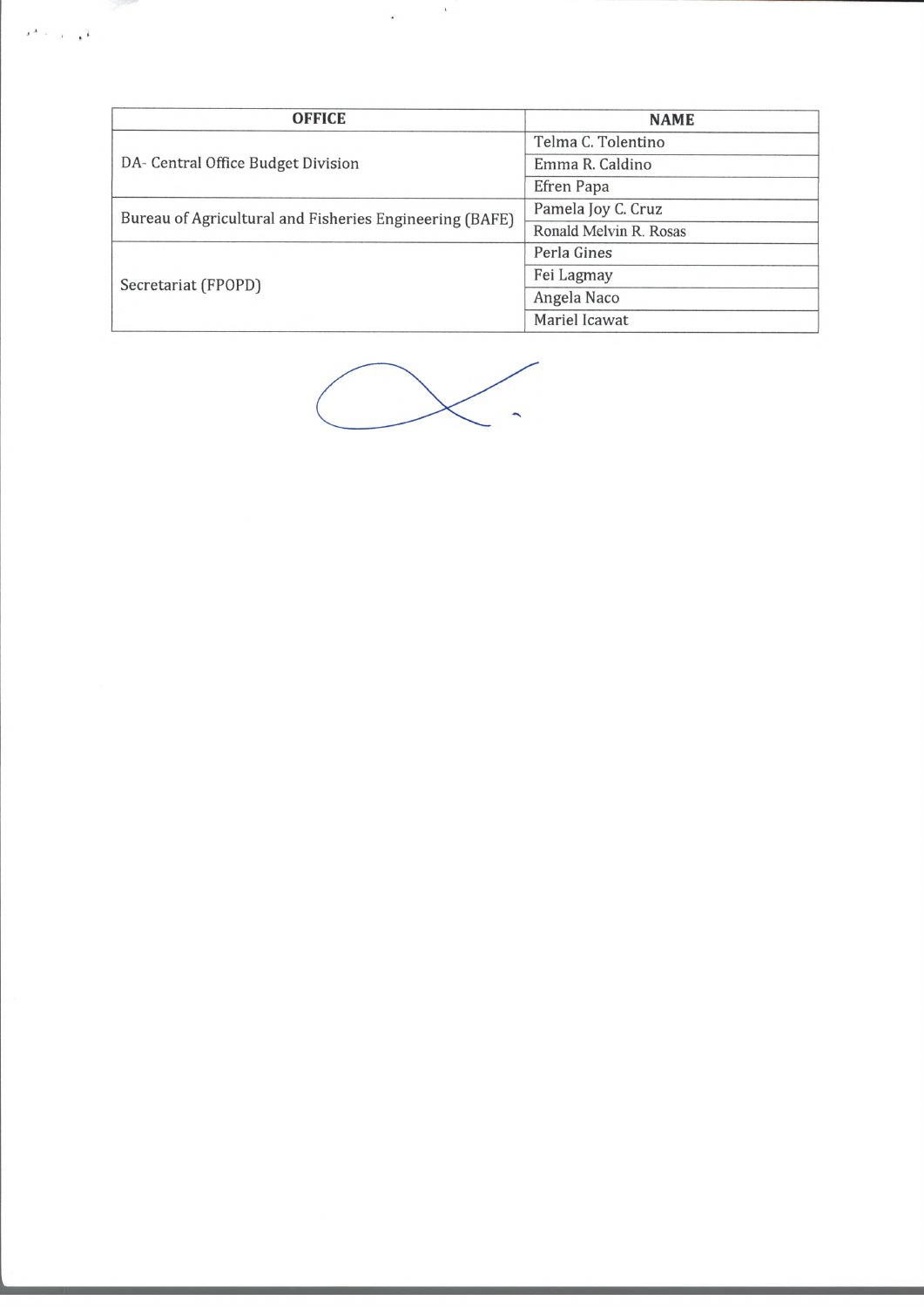| OFFICE | NAME |
|---|---|
| DA- Central Office Budget Division | Telma C. Tolentino |
| | Emma R. Caldino |
| | Efren Papa |
| Bureau of Agricultural and Fisheries Engineering (BAFE) | Pamela Joy C. Cruz |
| | Ronald Melvin R. Rosas |
| Secretariat (FPOPD) | Perla Gines |
| | Fei Lagmay |
| | Angela Naco |
| | Mariel Icawat |